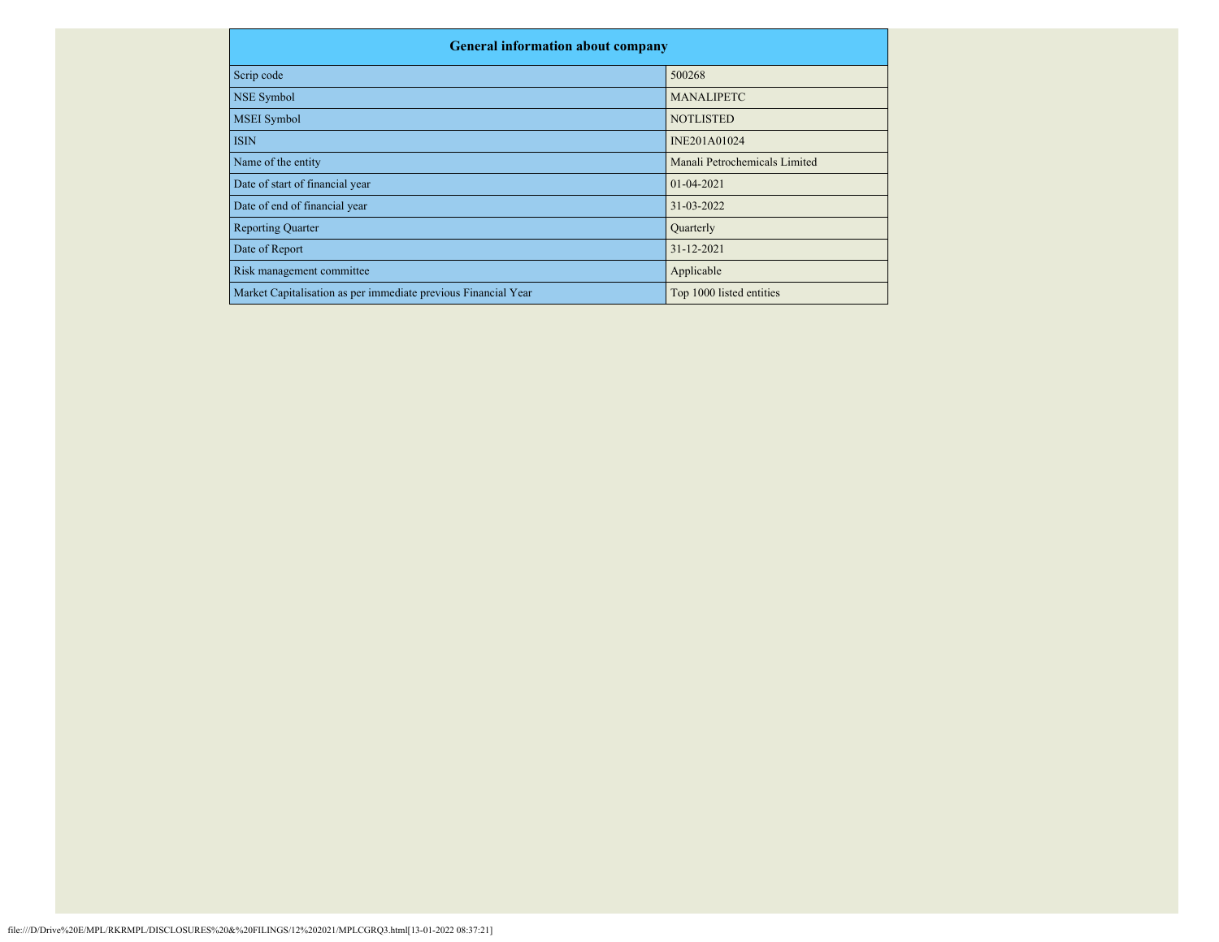| General information about company | |
|---|---|
| Scrip code | 500268 |
| NSE Symbol | MANALIPETC |
| MSEI Symbol | NOTLISTED |
| ISIN | INE201A01024 |
| Name of the entity | Manali Petrochemicals Limited |
| Date of start of financial year | 01-04-2021 |
| Date of end of financial year | 31-03-2022 |
| Reporting Quarter | Quarterly |
| Date of Report | 31-12-2021 |
| Risk management committee | Applicable |
| Market Capitalisation as per immediate previous Financial Year | Top 1000 listed entities |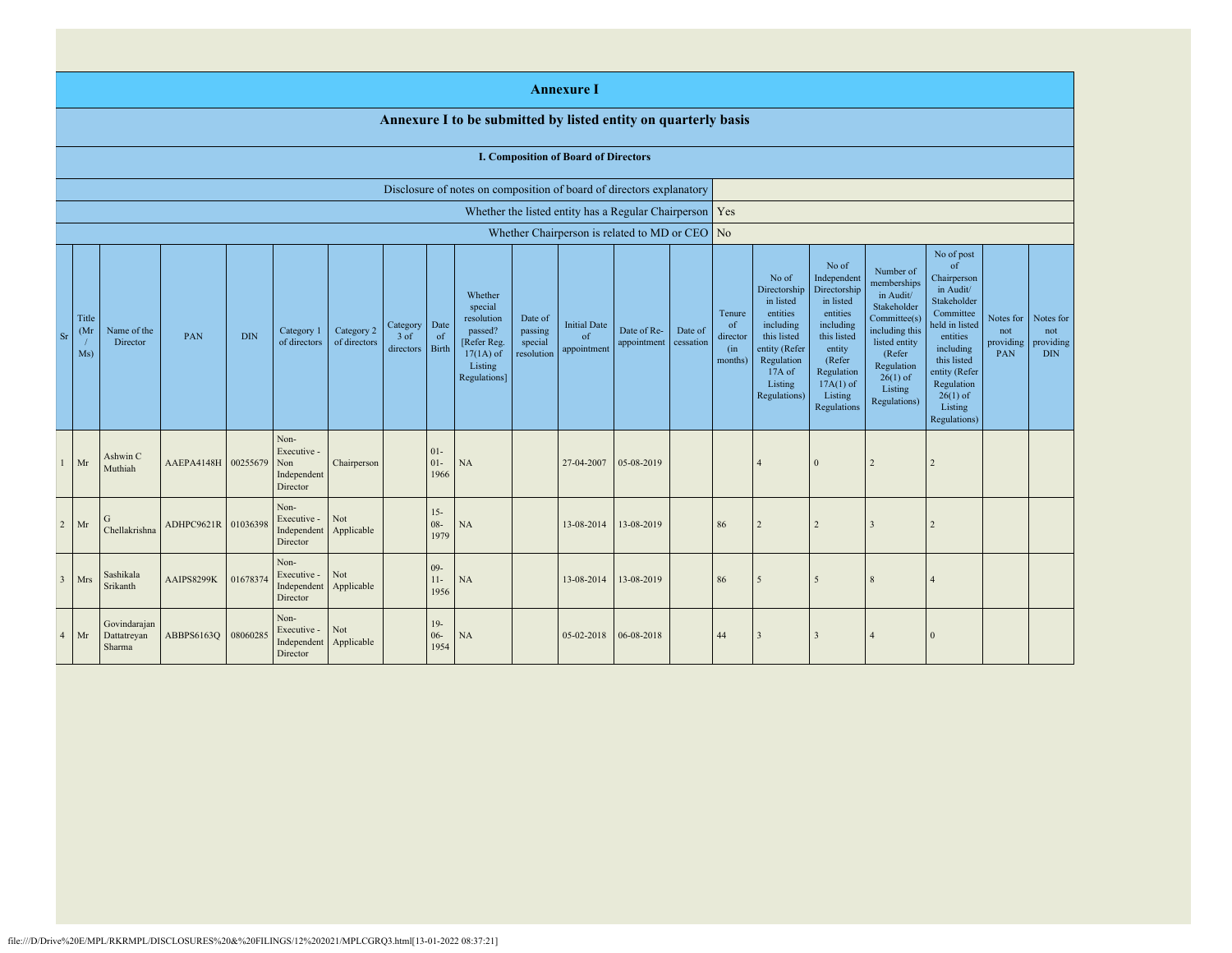# Annexure I

## Annexure I to be submitted by listed entity on quarterly basis

### I. Composition of Board of Directors

| | |
|---|---|
| Disclosure of notes on composition of board of directors explanatory | |
| Whether the listed entity has a Regular Chairperson | Yes |
| Whether Chairperson is related to MD or CEO | No |

| Sr | Title (Mr / Ms) | Name of the Director | PAN | DIN | Category 1 of directors | Category 2 of directors | Category 3 of directors | Date of Birth | Whether special resolution passed? [Refer Reg. 17(1A) of Listing Regulations] | Date of passing special resolution | Initial Date of appointment | Date of Re-appointment | Date of cessation | Tenure of director (in months) | No of Directorship in listed entities including this listed entity (Refer Regulation 17A of Listing Regulations) | No of Independent Directorship in listed entities including this listed entity (Refer Regulation 17A(1) of Listing Regulations | Number of memberships in Audit/ Stakeholder Committee(s) including this listed entity (Refer Regulation 26(1) of Listing Regulations) | No of post of Chairperson in Audit/ Stakeholder Committee held in listed entities including this listed entity (Refer Regulation 26(1) of Listing Regulations) | Notes for not providing PAN | Notes for not providing DIN |
|---|---|---|---|---|---|---|---|---|---|---|---|---|---|---|---|---|---|---|---|---|
| 1 | Mr | Ashwin C Muthiah | AAEPA4148H | 00255679 | Non-Executive - Non Independent Director | Chairperson | | 01-01-1966 | NA | | 27-04-2007 | 05-08-2019 | | | 4 | 0 | 2 | 2 | | |
| 2 | Mr | G Chellakrishna | ADHPC9621R | 01036398 | Non-Executive - Independent Director | Not Applicable | | 15-08-1979 | NA | | 13-08-2014 | 13-08-2019 | | 86 | 2 | 2 | 3 | 2 | | |
| 3 | Mrs | Sashikala Srikanth | AAIPS8299K | 01678374 | Non-Executive - Independent Director | Not Applicable | | 09-11-1956 | NA | | 13-08-2014 | 13-08-2019 | | 86 | 5 | 5 | 8 | 4 | | |
| 4 | Mr | Govindarajan Dattatreyan Sharma | ABBPS6163Q | 08060285 | Non-Executive - Independent Director | Not Applicable | | 19-06-1954 | NA | | 05-02-2018 | 06-08-2018 | | 44 | 3 | 3 | 4 | 0 | | |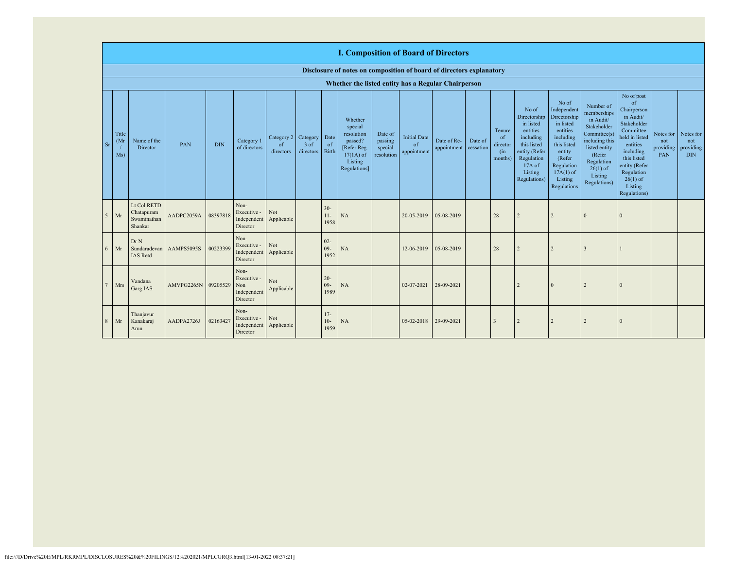# I. Composition of Board of Directors

**Disclosure of notes on composition of board of directors explanatory**

**Whether the listed entity has a Regular Chairperson**

| Sr | Title (Mr / Ms) | Name of the Director | PAN | DIN | Category 1 of directors | Category 2 of directors | Category 3 of directors | Date of Birth | Whether special resolution passed? [Refer Reg. 17(1A) of Listing Regulations] | Date of passing special resolution | Initial Date of appointment | Date of Re-appointment | Date of cessation | Tenure of director (in months) | No of Directorship in listed entities including this listed entity (Refer Regulation 17A of Listing Regulations) | No of Independent Directorship in listed entities including this listed entity (Refer Regulation 17A(1) of Listing Regulations | Number of memberships in Audit/ Stakeholder Committee(s) including this listed entity (Refer Regulation 26(1) of Listing Regulations) | No of post of Chairperson in Audit/ Stakeholder Committee held in listed entities including this listed entity (Refer Regulation 26(1) of Listing Regulations) | Notes for not providing PAN | Notes for not providing DIN |
|---|---|---|---|---|---|---|---|---|---|---|---|---|---|---|---|---|---|---|---|---|
| 5 | Mr | Lt Col RETD Chatapuram Swaminathan Shankar | AADPC2059A | 08397818 | Non-Executive - Independent Director | Not Applicable | | 30-11-1958 | NA | | 20-05-2019 | 05-08-2019 | | 28 | 2 | 2 | 0 | 0 | | |
| 6 | Mr | Dr N Sundaradevan IAS Retd | AAMPS5095S | 00223399 | Non-Executive - Independent Director | Not Applicable | | 02-09-1952 | NA | | 12-06-2019 | 05-08-2019 | | 28 | 2 | 2 | 3 | 1 | | |
| 7 | Mrs | Vandana Garg IAS | AMVPG2265N | 09205529 | Non-Executive - Non Independent Director | Not Applicable | | 20-09-1989 | NA | | 02-07-2021 | 28-09-2021 | | | 2 | 0 | 2 | 0 | | |
| 8 | Mr | Thanjavur Kanakaraj Arun | AADPA2726J | 02163427 | Non-Executive - Independent Director | Not Applicable | | 17-10-1959 | NA | | 05-02-2018 | 29-09-2021 | | 3 | 2 | 2 | 2 | 0 | | |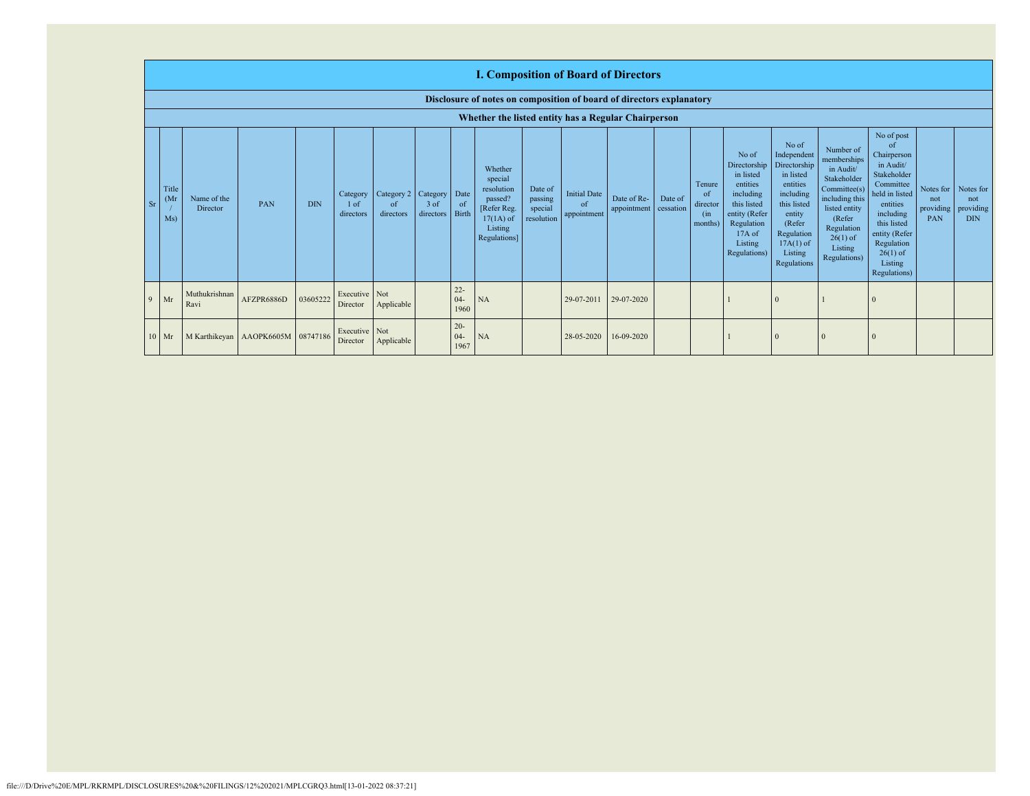## I. Composition of Board of Directors

**Disclosure of notes on composition of board of directors explanatory**

**Whether the listed entity has a Regular Chairperson**

| Sr | Title (Mr / Ms) | Name of the Director | PAN | DIN | Category 1 of directors | Category 2 of directors | Category 3 of directors | Date of Birth | Whether special resolution passed? [Refer Reg. 17(1A) of Listing Regulations] | Date of passing special resolution | Initial Date of appointment | Date of Re-appointment | Date of cessation | Tenure of director (in months) | No of Directorship in listed entities including this listed entity (Refer Regulation 17A of Listing Regulations) | No of Independent Directorship in listed entities including this listed entity (Refer Regulation 17A(1) of Listing Regulations | Number of memberships in Audit/ Stakeholder Committee(s) including this listed entity (Refer Regulation 26(1) of Listing Regulations) | No of post of Chairperson in Audit/ Stakeholder Committee held in listed entities including this listed entity (Refer Regulation 26(1) of Listing Regulations) | Notes for not providing PAN | Notes for not providing DIN |
|---|---|---|---|---|---|---|---|---|---|---|---|---|---|---|---|---|---|---|---|---|
| 9 | Mr | Muthukrishnan Ravi | AFZPR6886D | 03605222 | Executive Director | Not Applicable | | 22-04-1960 | NA | | 29-07-2011 | 29-07-2020 | | | 1 | 0 | 1 | 0 | | |
| 10 | Mr | M Karthikeyan | AAOPK6605M | 08747186 | Executive Director | Not Applicable | | 20-04-1967 | NA | | 28-05-2020 | 16-09-2020 | | | 1 | 0 | 0 | 0 | | |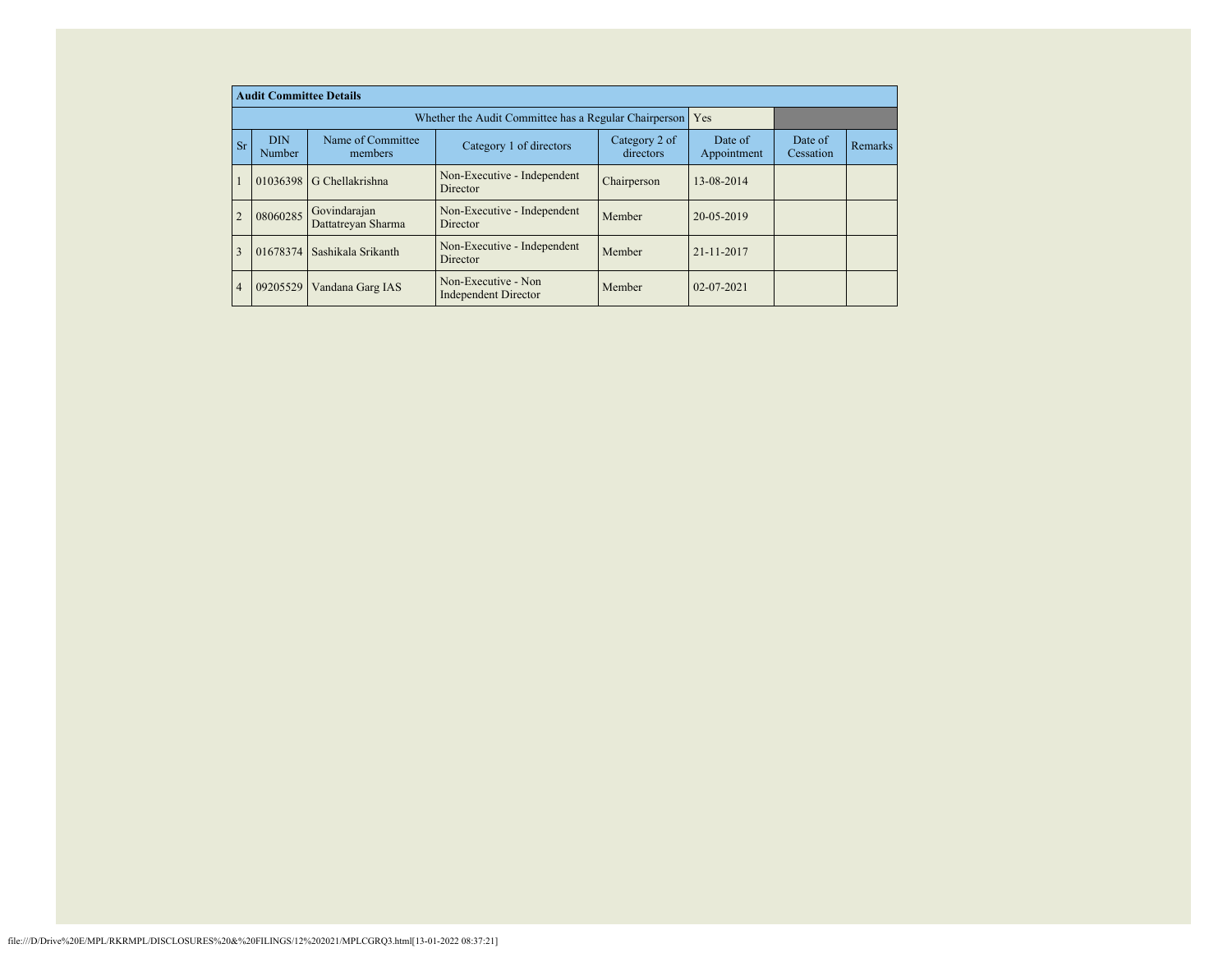| Audit Committee Details | | | | | | | |
|---|---|---|---|---|---|---|---|
| Whether the Audit Committee has a Regular Chairperson | | | | | Yes | | |
| Sr | DIN Number | Name of Committee members | Category 1 of directors | Category 2 of directors | Date of Appointment | Date of Cessation | Remarks |
| 1 | 01036398 | G Chellakrishna | Non-Executive - Independent Director | Chairperson | 13-08-2014 | | |
| 2 | 08060285 | Govindarajan Dattatreyan Sharma | Non-Executive - Independent Director | Member | 20-05-2019 | | |
| 3 | 01678374 | Sashikala Srikanth | Non-Executive - Independent Director | Member | 21-11-2017 | | |
| 4 | 09205529 | Vandana Garg IAS | Non-Executive - Non Independent Director | Member | 02-07-2021 | | |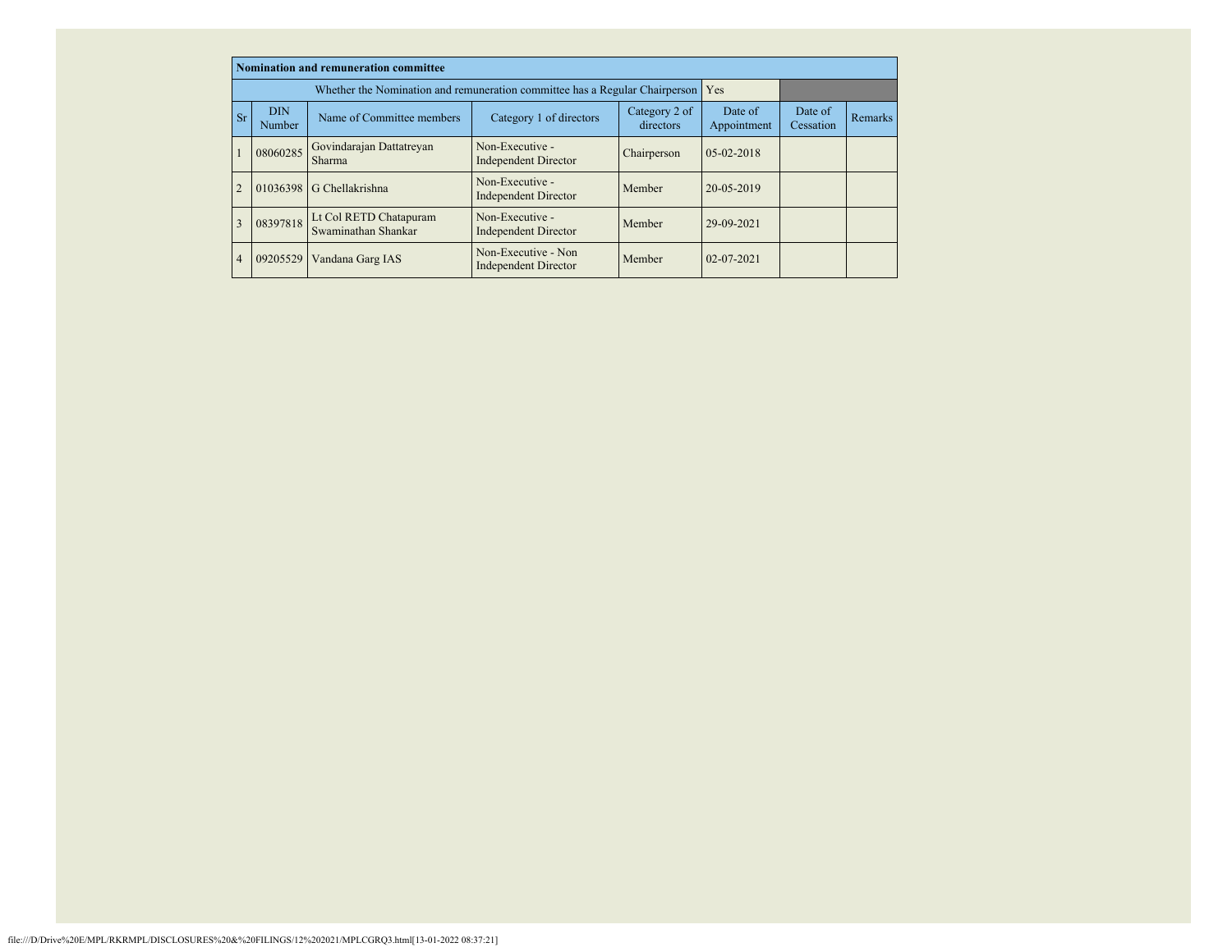| Nomination and remuneration committee | | | | | | | |
|---|---|---|---|---|---|---|---|
| Whether the Nomination and remuneration committee has a Regular Chairperson | | | | | Yes | | |
| Sr | DIN Number | Name of Committee members | Category 1 of directors | Category 2 of directors | Date of Appointment | Date of Cessation | Remarks |
| 1 | 08060285 | Govindarajan Dattatreyan Sharma | Non-Executive - Independent Director | Chairperson | 05-02-2018 | | |
| 2 | 01036398 | G Chellakrishna | Non-Executive - Independent Director | Member | 20-05-2019 | | |
| 3 | 08397818 | Lt Col RETD Chatapuram Swaminathan Shankar | Non-Executive - Independent Director | Member | 29-09-2021 | | |
| 4 | 09205529 | Vandana Garg IAS | Non-Executive - Non Independent Director | Member | 02-07-2021 | | |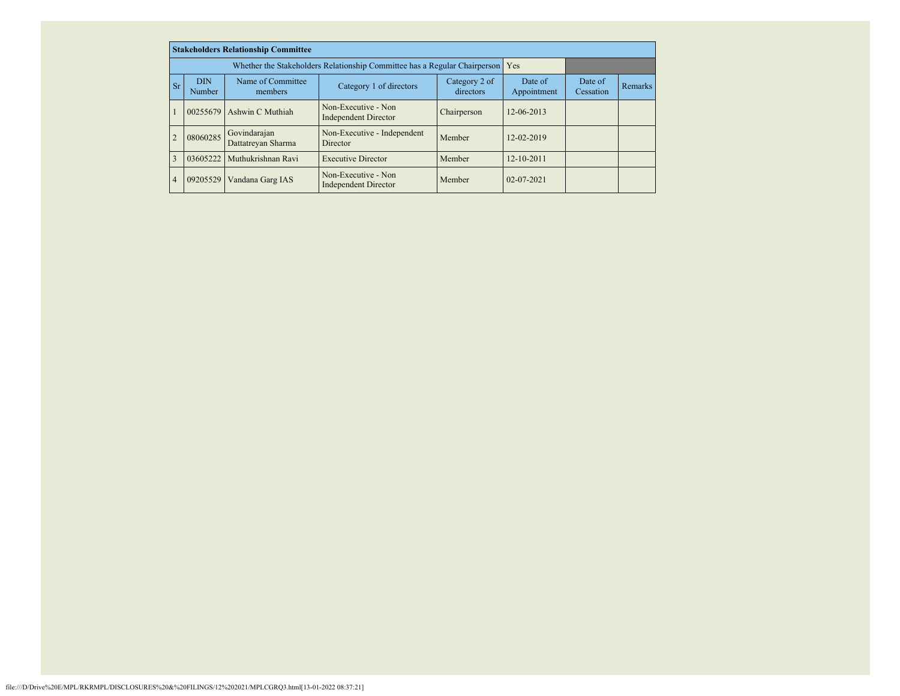| Stakeholders Relationship Committee | | | | | | | |
|---|---|---|---|---|---|---|---|
| Whether the Stakeholders Relationship Committee has a Regular Chairperson | | | | | Yes | | |
| Sr | DIN Number | Name of Committee members | Category 1 of directors | Category 2 of directors | Date of Appointment | Date of Cessation | Remarks |
| 1 | 00255679 | Ashwin C Muthiah | Non-Executive - Non Independent Director | Chairperson | 12-06-2013 | | |
| 2 | 08060285 | Govindarajan Dattatreyan Sharma | Non-Executive - Independent Director | Member | 12-02-2019 | | |
| 3 | 03605222 | Muthukrishnan Ravi | Executive Director | Member | 12-10-2011 | | |
| 4 | 09205529 | Vandana Garg IAS | Non-Executive - Non Independent Director | Member | 02-07-2021 | | |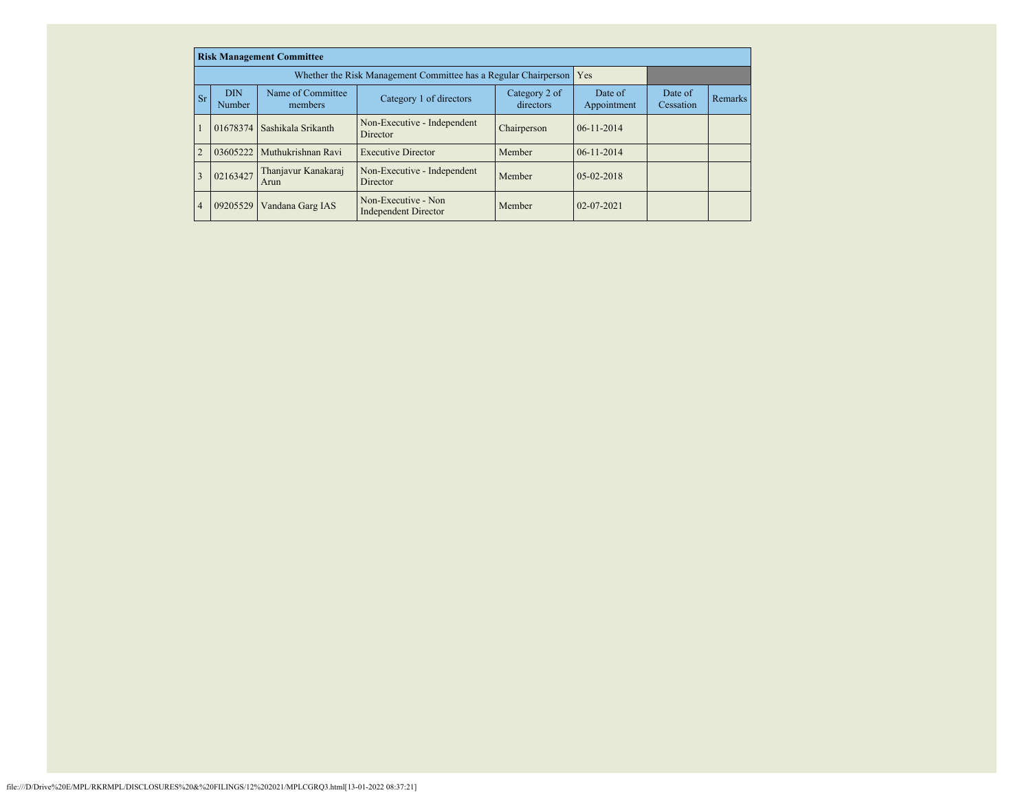| Risk Management Committee | | | | | | | |
|---|---|---|---|---|---|---|---|
| Whether the Risk Management Committee has a Regular Chairperson | | | | | Yes | | |
| Sr | DIN Number | Name of Committee members | Category 1 of directors | Category 2 of directors | Date of Appointment | Date of Cessation | Remarks |
| 1 | 01678374 | Sashikala Srikanth | Non-Executive - Independent Director | Chairperson | 06-11-2014 | | |
| 2 | 03605222 | Muthukrishnan Ravi | Executive Director | Member | 06-11-2014 | | |
| 3 | 02163427 | Thanjavur Kanakaraj Arun | Non-Executive - Independent Director | Member | 05-02-2018 | | |
| 4 | 09205529 | Vandana Garg IAS | Non-Executive - Non Independent Director | Member | 02-07-2021 | | |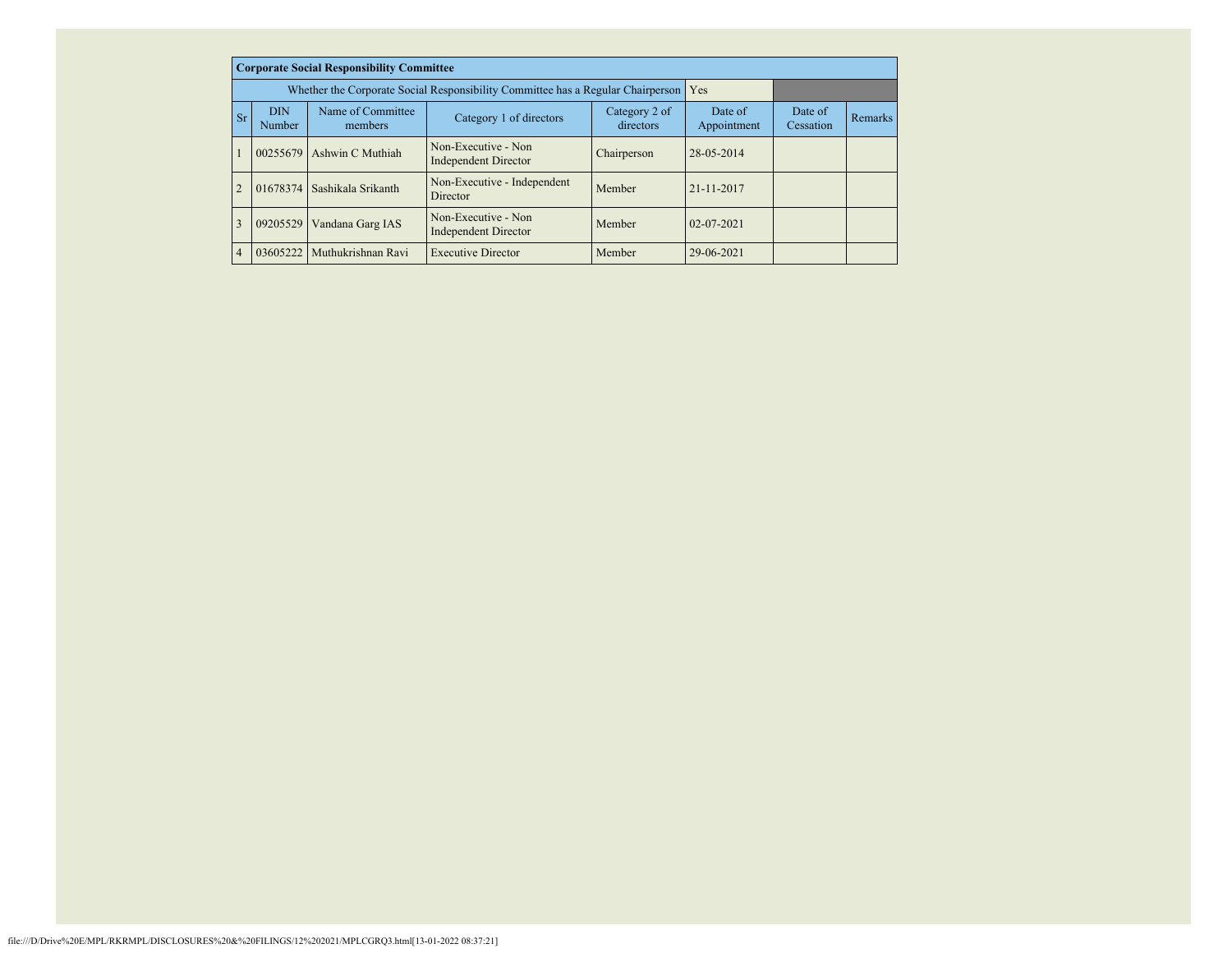| Corporate Social Responsibility Committee | | | | | | | |
|---|---|---|---|---|---|---|---|
| Whether the Corporate Social Responsibility Committee has a Regular Chairperson | | | | | Yes | | |
| Sr | DIN Number | Name of Committee members | Category 1 of directors | Category 2 of directors | Date of Appointment | Date of Cessation | Remarks |
| 1 | 00255679 | Ashwin C Muthiah | Non-Executive - Non Independent Director | Chairperson | 28-05-2014 | | |
| 2 | 01678374 | Sashikala Srikanth | Non-Executive - Independent Director | Member | 21-11-2017 | | |
| 3 | 09205529 | Vandana Garg IAS | Non-Executive - Non Independent Director | Member | 02-07-2021 | | |
| 4 | 03605222 | Muthukrishnan Ravi | Executive Director | Member | 29-06-2021 | | |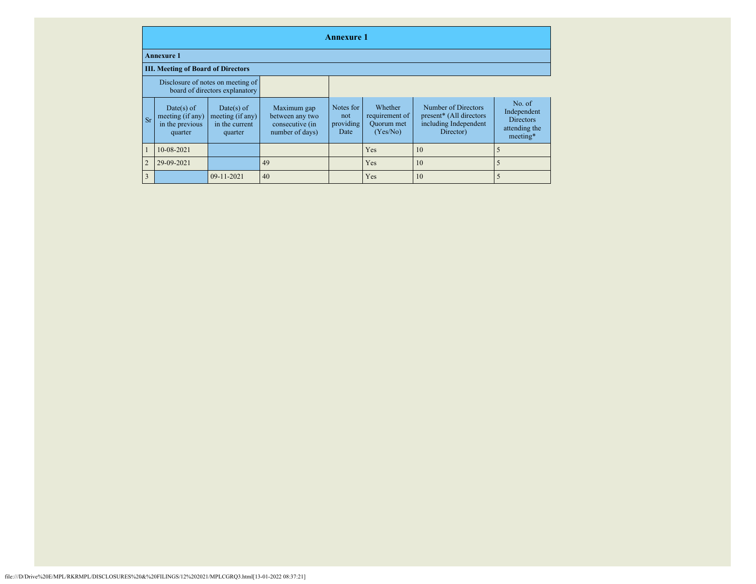# Annexure 1

## Annexure 1

### III. Meeting of Board of Directors

Disclosure of notes on meeting of board of directors explanatory

| Sr | Date(s) of meeting (if any) in the previous quarter | Date(s) of meeting (if any) in the current quarter | Maximum gap between any two consecutive (in number of days) | Notes for not providing Date | Whether requirement of Quorum met (Yes/No) | Number of Directors present* (All directors including Independent Director) | No. of Independent Directors attending the meeting* |
|---|---|---|---|---|---|---|---|
| 1 | 10-08-2021 | | | | Yes | 10 | 5 |
| 2 | 29-09-2021 | | 49 | | Yes | 10 | 5 |
| 3 | | 09-11-2021 | 40 | | Yes | 10 | 5 |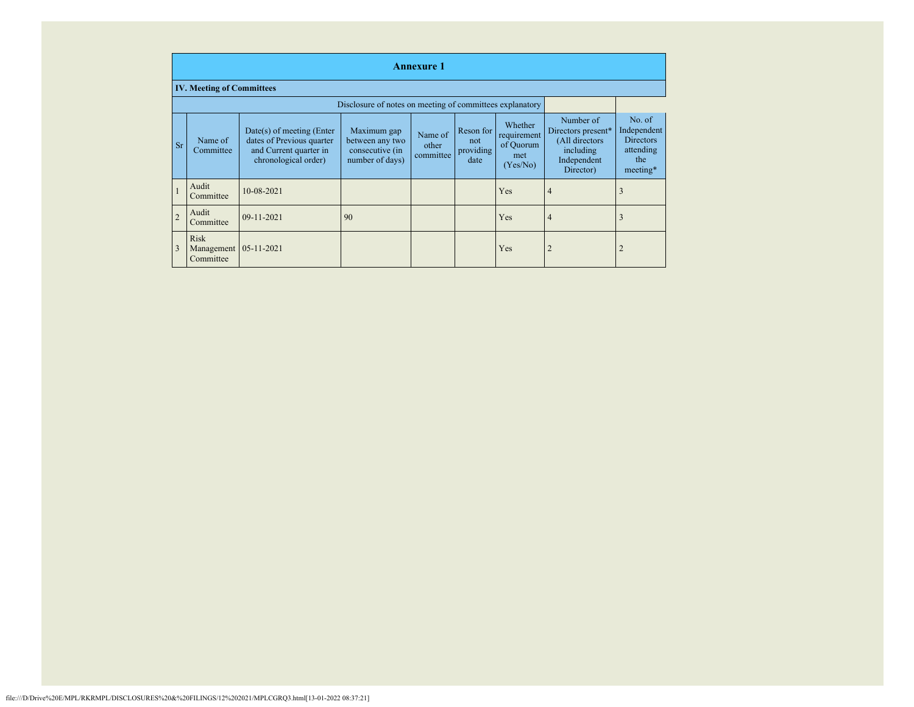## Annexure 1

### IV. Meeting of Committees

| Sr | Name of Committee | Date(s) of meeting (Enter dates of Previous quarter and Current quarter in chronological order) | Maximum gap between any two consecutive (in number of days) | Name of other committee | Reson for not providing date | Whether requirement of Quorum met (Yes/No) | Number of Directors present* (All directors including Independent Director) | No. of Independent Directors attending the meeting* |
|---|---|---|---|---|---|---|---|---|
| 1 | Audit Committee | 10-08-2021 | | | | Yes | 4 | 3 |
| 2 | Audit Committee | 09-11-2021 | 90 | | | Yes | 4 | 3 |
| 3 | Risk Management Committee | 05-11-2021 | | | | Yes | 2 | 2 |

Disclosure of notes on meeting of committees explanatory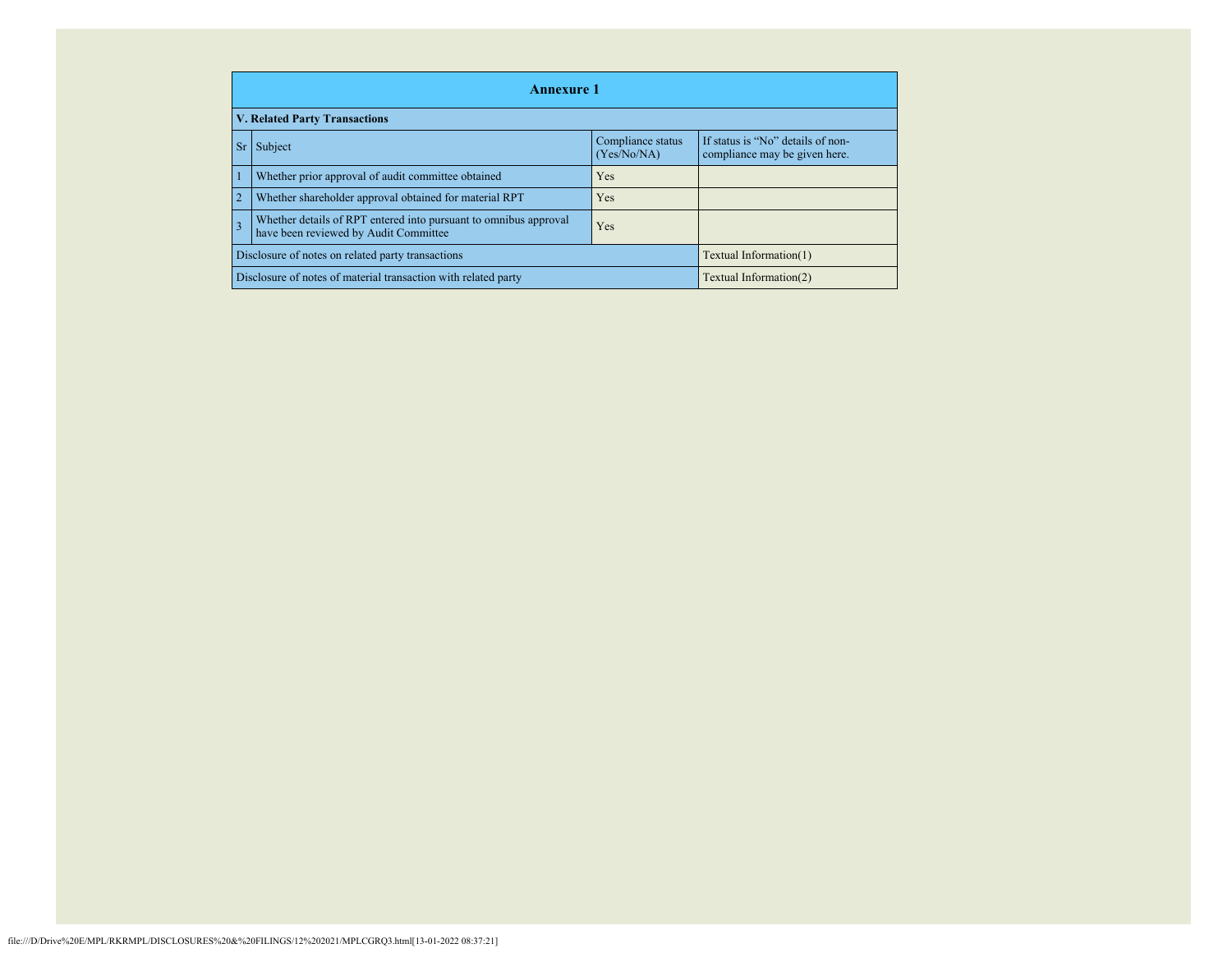## Annexure 1

### V. Related Party Transactions

| Sr | Subject | Compliance status (Yes/No/NA) | If status is "No" details of non-compliance may be given here. |
|---|---|---|---|
| 1 | Whether prior approval of audit committee obtained | Yes | |
| 2 | Whether shareholder approval obtained for material RPT | Yes | |
| 3 | Whether details of RPT entered into pursuant to omnibus approval have been reviewed by Audit Committee | Yes | |

| | |
|---|---|
| Disclosure of notes on related party transactions | Textual Information(1) |
| Disclosure of notes of material transaction with related party | Textual Information(2) |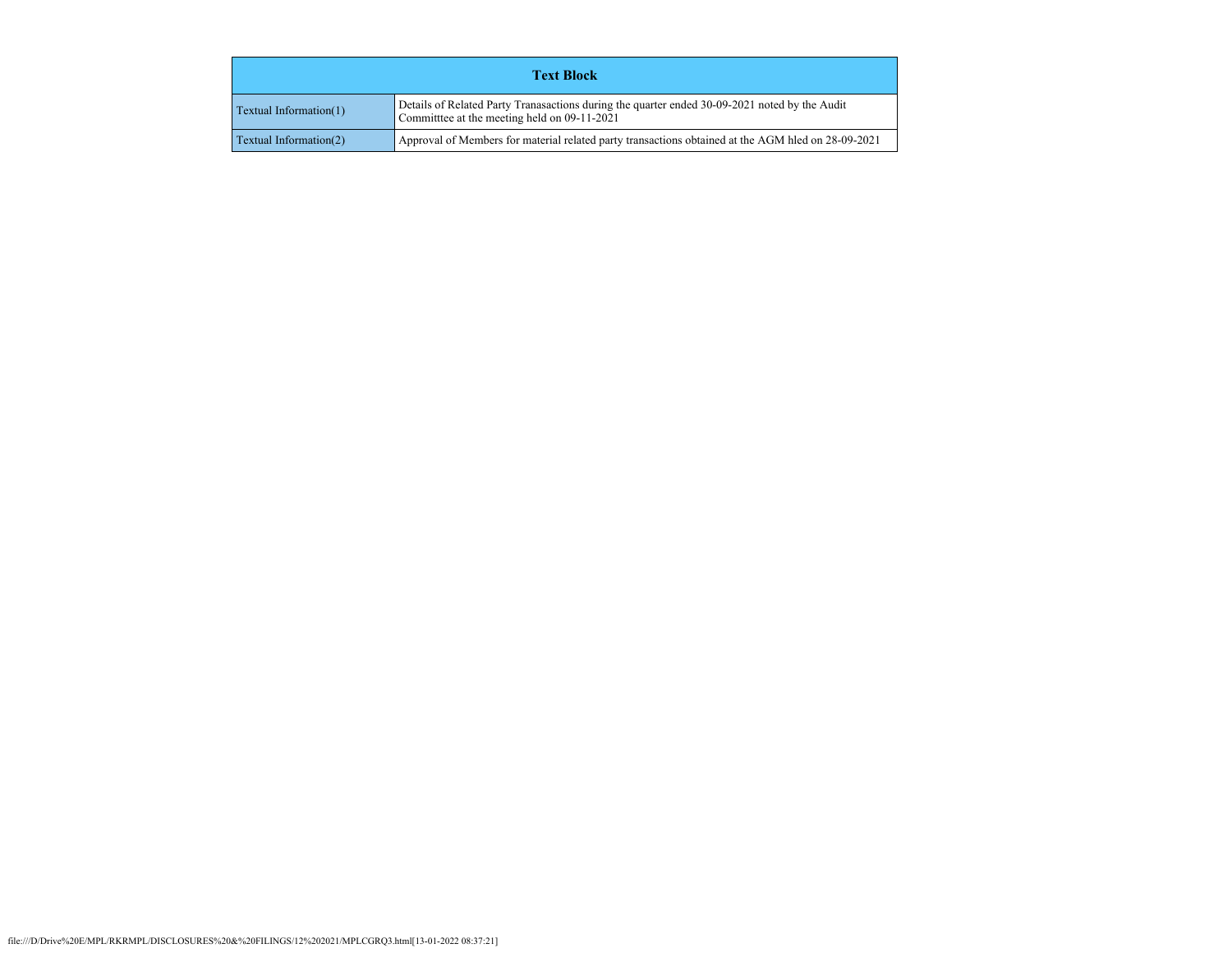| Text Block | |
|---|---|
| Textual Information(1) | Details of Related Party Tranasactions during the quarter ended 30-09-2021 noted by the Audit Committtee at the meeting held on 09-11-2021 |
| Textual Information(2) | Approval of Members for material related party transactions obtained at the AGM hled on 28-09-2021 |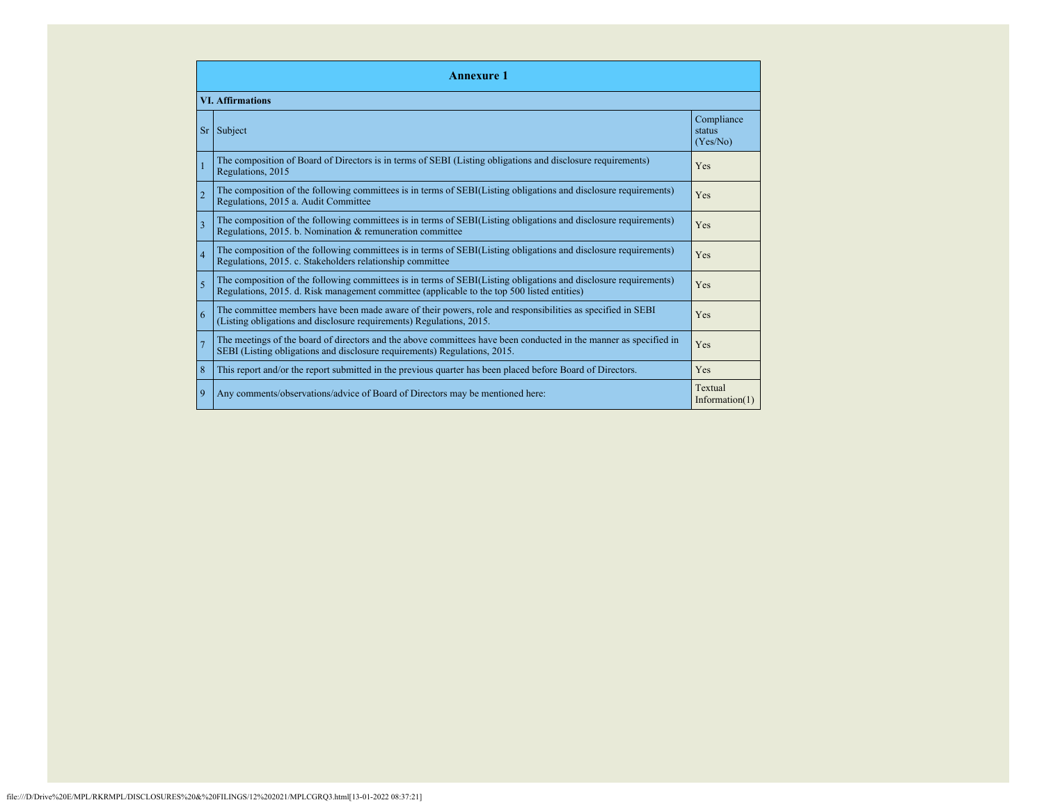## Annexure 1

### VI. Affirmations

| Sr | Subject | Compliance status (Yes/No) |
|---|---|---|
| 1 | The composition of Board of Directors is in terms of SEBI (Listing obligations and disclosure requirements) Regulations, 2015 | Yes |
| 2 | The composition of the following committees is in terms of SEBI(Listing obligations and disclosure requirements) Regulations, 2015 a. Audit Committee | Yes |
| 3 | The composition of the following committees is in terms of SEBI(Listing obligations and disclosure requirements) Regulations, 2015. b. Nomination & remuneration committee | Yes |
| 4 | The composition of the following committees is in terms of SEBI(Listing obligations and disclosure requirements) Regulations, 2015. c. Stakeholders relationship committee | Yes |
| 5 | The composition of the following committees is in terms of SEBI(Listing obligations and disclosure requirements) Regulations, 2015. d. Risk management committee (applicable to the top 500 listed entities) | Yes |
| 6 | The committee members have been made aware of their powers, role and responsibilities as specified in SEBI (Listing obligations and disclosure requirements) Regulations, 2015. | Yes |
| 7 | The meetings of the board of directors and the above committees have been conducted in the manner as specified in SEBI (Listing obligations and disclosure requirements) Regulations, 2015. | Yes |
| 8 | This report and/or the report submitted in the previous quarter has been placed before Board of Directors. | Yes |
| 9 | Any comments/observations/advice of Board of Directors may be mentioned here: | Textual Information(1) |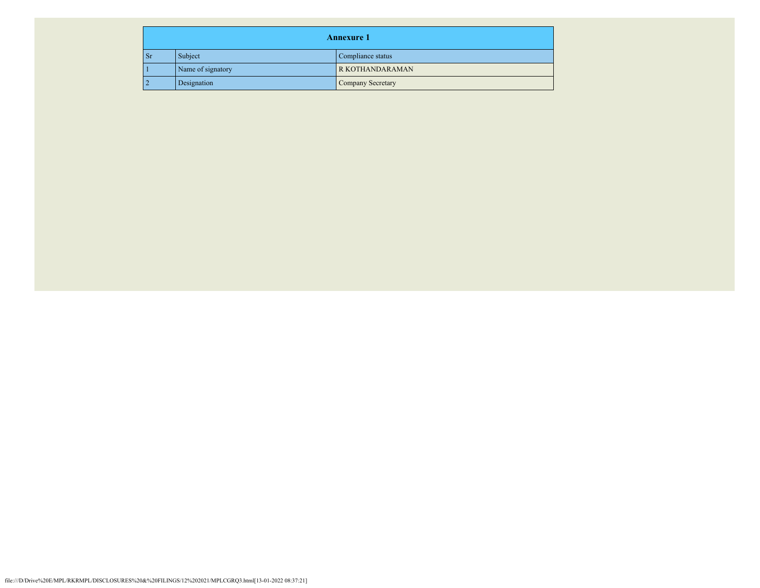| Annexure 1 | | |
|---|---|---|
| Sr | Subject | Compliance status |
| 1 | Name of signatory | R KOTHANDARAMAN |
| 2 | Designation | Company Secretary |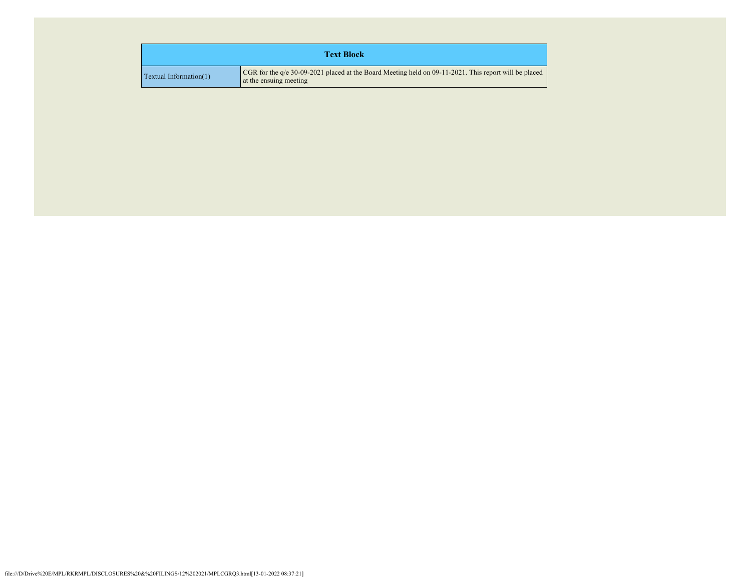| Text Block | |
|---|---|
| Textual Information(1) | CGR for the q/e 30-09-2021 placed at the Board Meeting held on 09-11-2021. This report will be placed at the ensuing meeting |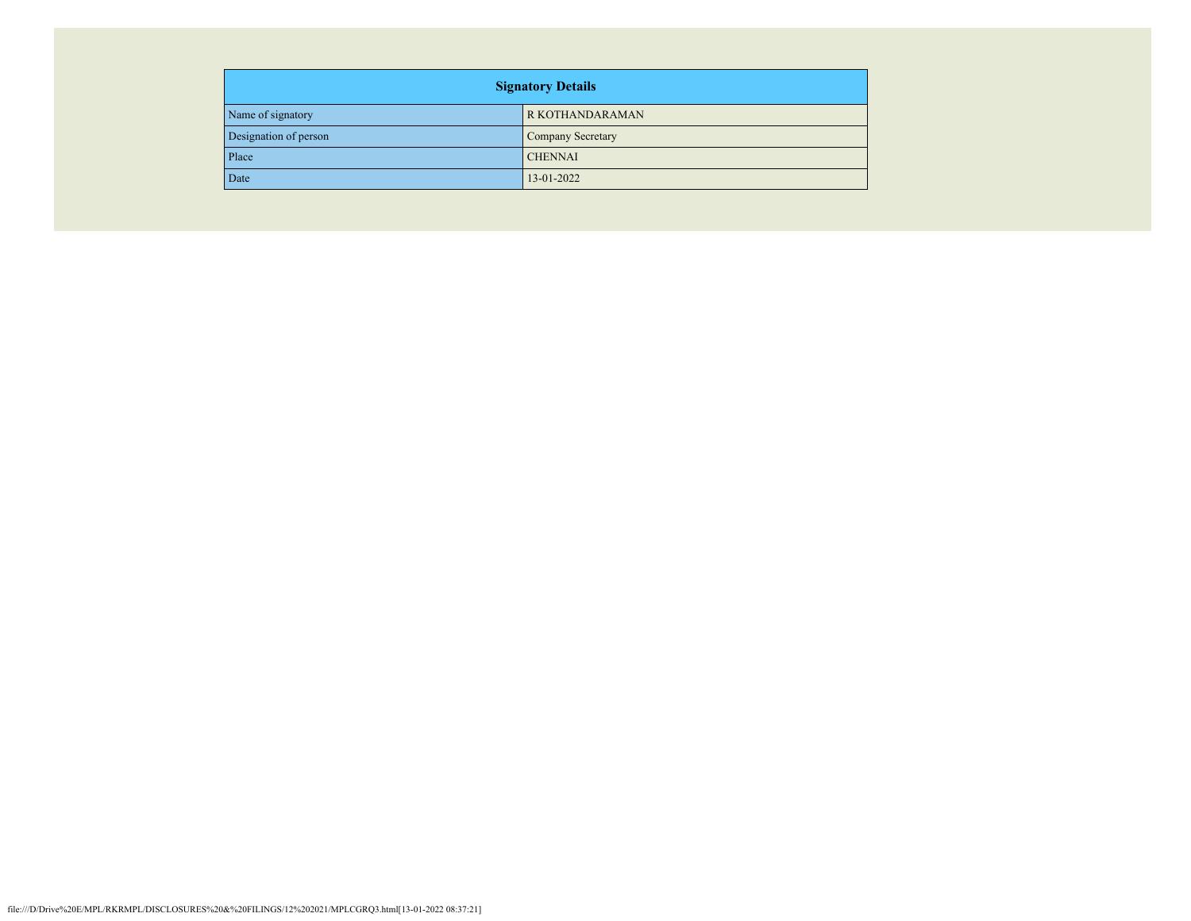| Signatory Details | |
|---|---|
| Name of signatory | R KOTHANDARAMAN |
| Designation of person | Company Secretary |
| Place | CHENNAI |
| Date | 13-01-2022 |